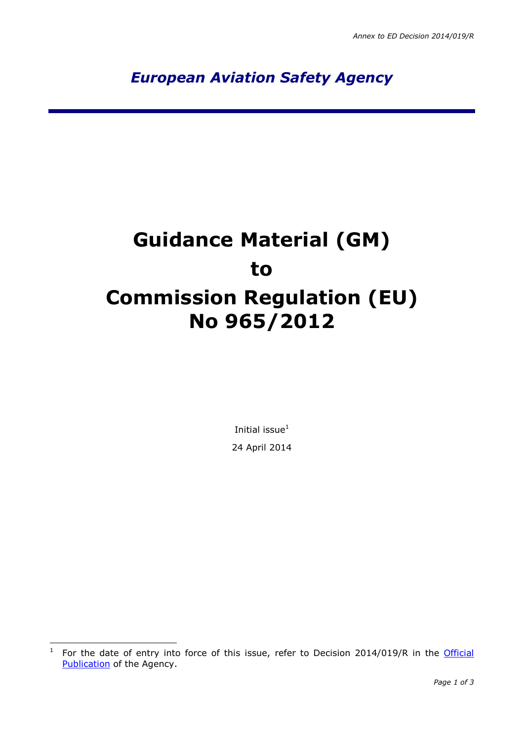*Annex to ED Decision 2014/019/R*

*European Aviation Safety Agency*

# Guidance Material (GM) to Commission Regulation (EU) No 965/2012

Initial issue[1]

24 April 2014

[1] For the date of entry into force of this issue, refer to Decision 2014/019/R in the Official Publication of the Agency.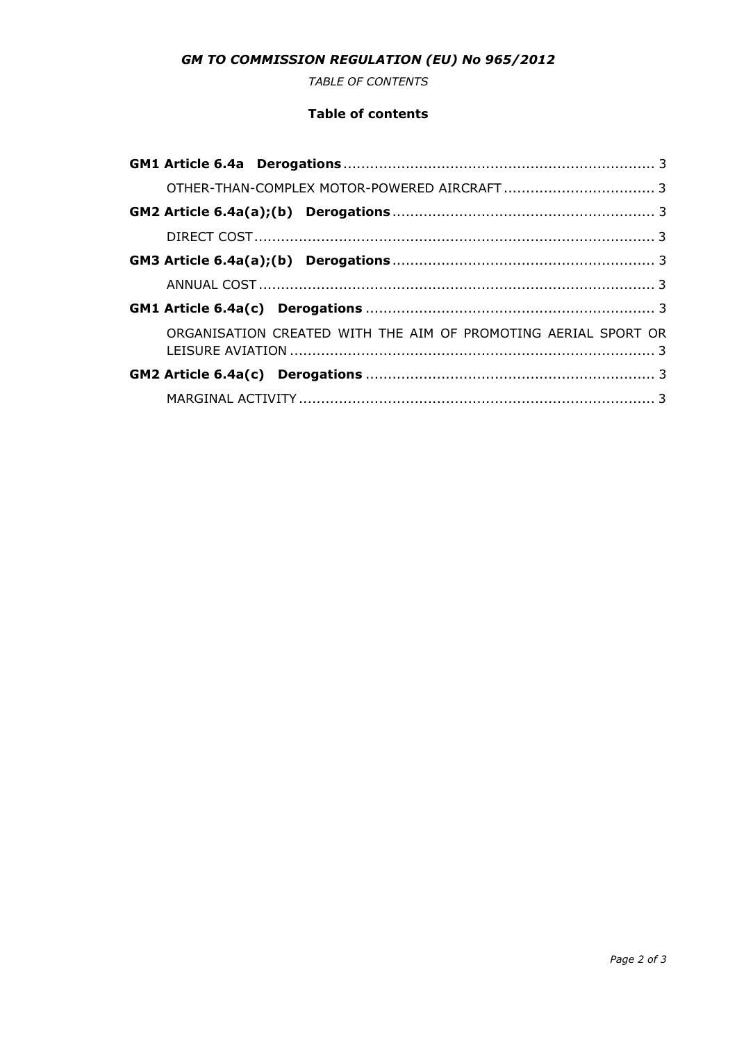# Table of contents

**GM1 Article 6.4a Derogations** ... 3

OTHER-THAN-COMPLEX MOTOR-POWERED AIRCRAFT ... 3

**GM2 Article 6.4a(a);(b) Derogations** ... 3

DIRECT COST ... 3

**GM3 Article 6.4a(a);(b) Derogations** ... 3

ANNUAL COST ... 3

**GM1 Article 6.4a(c) Derogations** ... 3

ORGANISATION CREATED WITH THE AIM OF PROMOTING AERIAL SPORT OR LEISURE AVIATION ... 3

**GM2 Article 6.4a(c) Derogations** ... 3

MARGINAL ACTIVITY ... 3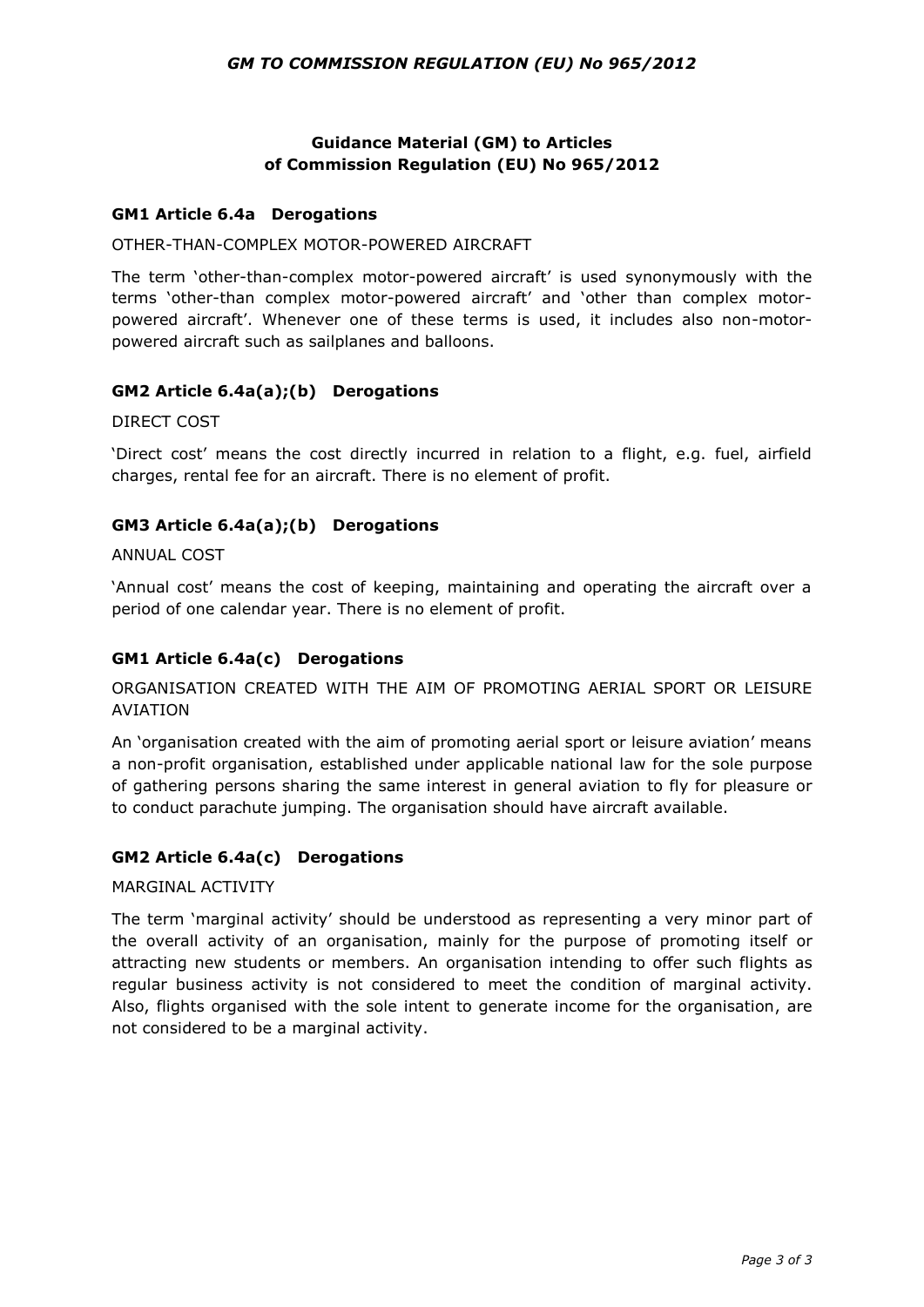## Guidance Material (GM) to Articles of Commission Regulation (EU) No 965/2012

### GM1 Article 6.4a Derogations

OTHER-THAN-COMPLEX MOTOR-POWERED AIRCRAFT

The term 'other-than-complex motor-powered aircraft' is used synonymously with the terms 'other-than complex motor-powered aircraft' and 'other than complex motor-powered aircraft'. Whenever one of these terms is used, it includes also non-motor-powered aircraft such as sailplanes and balloons.

### GM2 Article 6.4a(a);(b) Derogations

DIRECT COST

'Direct cost' means the cost directly incurred in relation to a flight, e.g. fuel, airfield charges, rental fee for an aircraft. There is no element of profit.

### GM3 Article 6.4a(a);(b) Derogations

ANNUAL COST

'Annual cost' means the cost of keeping, maintaining and operating the aircraft over a period of one calendar year. There is no element of profit.

### GM1 Article 6.4a(c) Derogations

ORGANISATION CREATED WITH THE AIM OF PROMOTING AERIAL SPORT OR LEISURE AVIATION

An 'organisation created with the aim of promoting aerial sport or leisure aviation' means a non-profit organisation, established under applicable national law for the sole purpose of gathering persons sharing the same interest in general aviation to fly for pleasure or to conduct parachute jumping. The organisation should have aircraft available.

### GM2 Article 6.4a(c) Derogations

MARGINAL ACTIVITY

The term 'marginal activity' should be understood as representing a very minor part of the overall activity of an organisation, mainly for the purpose of promoting itself or attracting new students or members. An organisation intending to offer such flights as regular business activity is not considered to meet the condition of marginal activity. Also, flights organised with the sole intent to generate income for the organisation, are not considered to be a marginal activity.